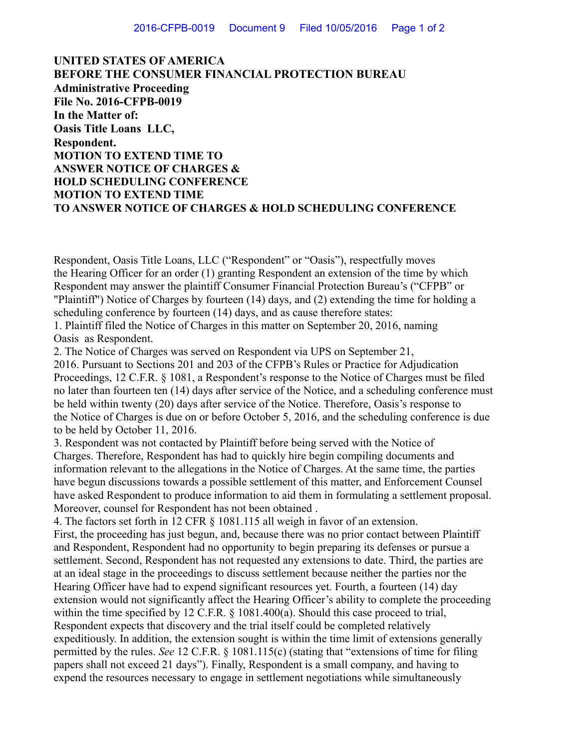**UNITED STATES OF AMERICA**
**BEFORE THE CONSUMER FINANCIAL PROTECTION BUREAU**
**Administrative Proceeding**
**File No. 2016-CFPB-0019**
**In the Matter of:**
**Oasis Title Loans LLC,**
**Respondent.**
**MOTION TO EXTEND TIME TO**
**ANSWER NOTICE OF CHARGES &**
**HOLD SCHEDULING CONFERENCE**
**MOTION TO EXTEND TIME**
**TO ANSWER NOTICE OF CHARGES & HOLD SCHEDULING CONFERENCE**

Respondent, Oasis Title Loans, LLC ("Respondent" or "Oasis"), respectfully moves the Hearing Officer for an order (1) granting Respondent an extension of the time by which Respondent may answer the plaintiff Consumer Financial Protection Bureau's ("CFPB" or "Plaintiff") Notice of Charges by fourteen (14) days, and (2) extending the time for holding a scheduling conference by fourteen (14) days, and as cause therefore states:

1. Plaintiff filed the Notice of Charges in this matter on September 20, 2016, naming Oasis as Respondent.

2. The Notice of Charges was served on Respondent via UPS on September 21, 2016. Pursuant to Sections 201 and 203 of the CFPB's Rules or Practice for Adjudication Proceedings, 12 C.F.R. § 1081, a Respondent's response to the Notice of Charges must be filed no later than fourteen ten (14) days after service of the Notice, and a scheduling conference must be held within twenty (20) days after service of the Notice. Therefore, Oasis's response to the Notice of Charges is due on or before October 5, 2016, and the scheduling conference is due to be held by October 11, 2016.

3. Respondent was not contacted by Plaintiff before being served with the Notice of Charges. Therefore, Respondent has had to quickly hire begin compiling documents and information relevant to the allegations in the Notice of Charges. At the same time, the parties have begun discussions towards a possible settlement of this matter, and Enforcement Counsel have asked Respondent to produce information to aid them in formulating a settlement proposal. Moreover, counsel for Respondent has not been obtained .

4. The factors set forth in 12 CFR § 1081.115 all weigh in favor of an extension. First, the proceeding has just begun, and, because there was no prior contact between Plaintiff and Respondent, Respondent had no opportunity to begin preparing its defenses or pursue a settlement. Second, Respondent has not requested any extensions to date. Third, the parties are at an ideal stage in the proceedings to discuss settlement because neither the parties nor the Hearing Officer have had to expend significant resources yet. Fourth, a fourteen (14) day extension would not significantly affect the Hearing Officer's ability to complete the proceeding within the time specified by 12 C.F.R. § 1081.400(a). Should this case proceed to trial, Respondent expects that discovery and the trial itself could be completed relatively expeditiously. In addition, the extension sought is within the time limit of extensions generally permitted by the rules. *See* 12 C.F.R. § 1081.115(c) (stating that "extensions of time for filing papers shall not exceed 21 days"). Finally, Respondent is a small company, and having to expend the resources necessary to engage in settlement negotiations while simultaneously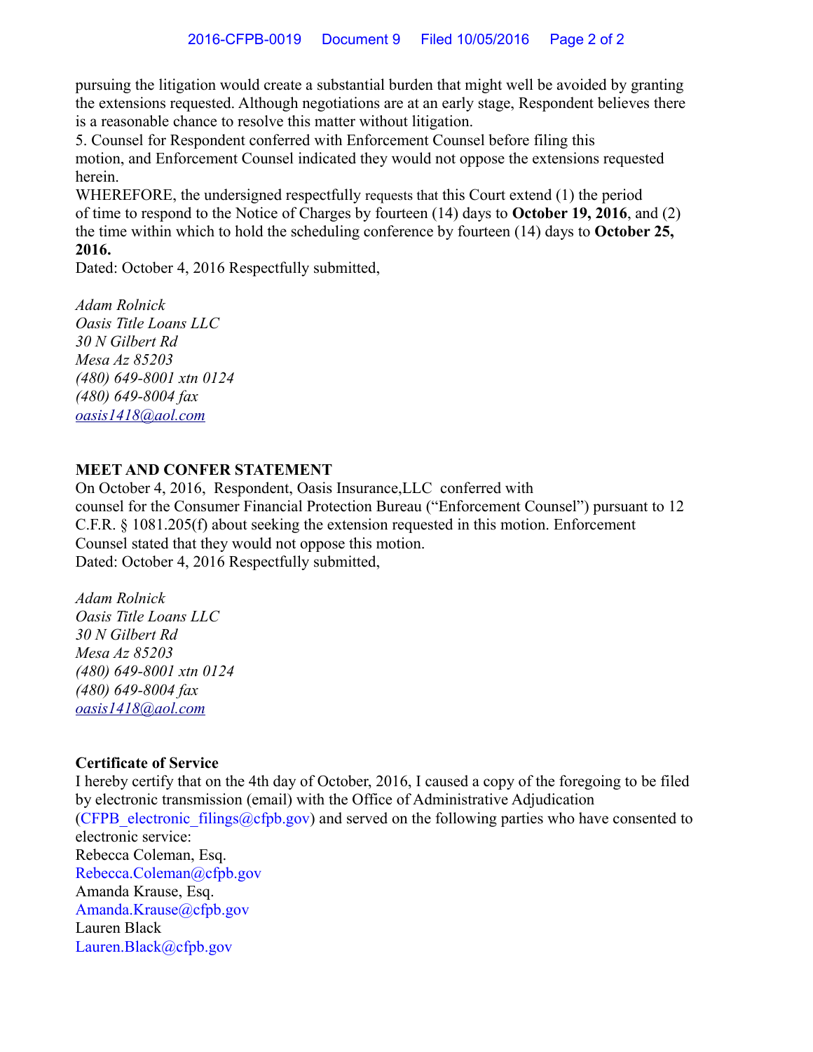pursuing the litigation would create a substantial burden that might well be avoided by granting the extensions requested. Although negotiations are at an early stage, Respondent believes there is a reasonable chance to resolve this matter without litigation.

5. Counsel for Respondent conferred with Enforcement Counsel before filing this motion, and Enforcement Counsel indicated they would not oppose the extensions requested herein.

WHEREFORE, the undersigned respectfully requests that this Court extend (1) the period of time to respond to the Notice of Charges by fourteen (14) days to **October 19, 2016**, and (2) the time within which to hold the scheduling conference by fourteen (14) days to **October 25, 2016.**

Dated: October 4, 2016 Respectfully submitted,

*Adam Rolnick*
*Oasis Title Loans LLC*
*30 N Gilbert Rd*
*Mesa Az 85203*
*(480) 649-8001 xtn 0124*
*(480) 649-8004 fax*
*oasis1418@aol.com*

**MEET AND CONFER STATEMENT**

On October 4, 2016, Respondent, Oasis Insurance,LLC conferred with counsel for the Consumer Financial Protection Bureau ("Enforcement Counsel") pursuant to 12 C.F.R. § 1081.205(f) about seeking the extension requested in this motion. Enforcement Counsel stated that they would not oppose this motion.

Dated: October 4, 2016 Respectfully submitted,

*Adam Rolnick*
*Oasis Title Loans LLC*
*30 N Gilbert Rd*
*Mesa Az 85203*
*(480) 649-8001 xtn 0124*
*(480) 649-8004 fax*
*oasis1418@aol.com*

**Certificate of Service**

I hereby certify that on the 4th day of October, 2016, I caused a copy of the foregoing to be filed by electronic transmission (email) with the Office of Administrative Adjudication (CFPB_electronic_filings@cfpb.gov) and served on the following parties who have consented to electronic service:

Rebecca Coleman, Esq.
Rebecca.Coleman@cfpb.gov
Amanda Krause, Esq.
Amanda.Krause@cfpb.gov
Lauren Black
Lauren.Black@cfpb.gov